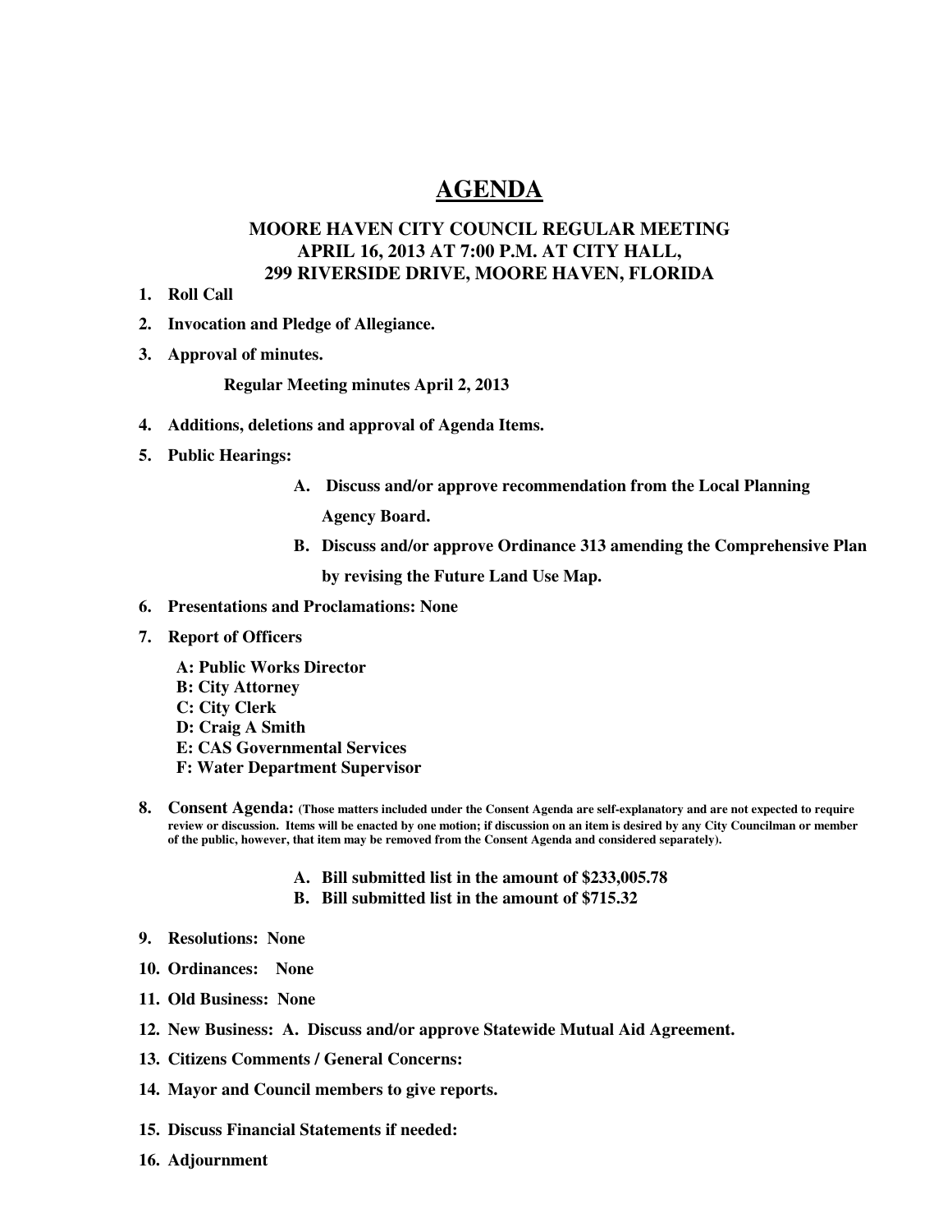# AGENDA

## MOORE HAVEN CITY COUNCIL REGULAR MEETING
## APRIL 16, 2013 AT 7:00 P.M. AT CITY HALL,
## 299 RIVERSIDE DRIVE, MOORE HAVEN, FLORIDA

1. **Roll Call**
2. **Invocation and Pledge of Allegiance.**
3. **Approval of minutes.**

   **Regular Meeting minutes April 2, 2013**

4. **Additions, deletions and approval of Agenda Items.**
5. **Public Hearings:**
   - **A. Discuss and/or approve recommendation from the Local Planning Agency Board.**
   - **B. Discuss and/or approve Ordinance 313 amending the Comprehensive Plan by revising the Future Land Use Map.**
6. **Presentations and Proclamations: None**
7. **Report of Officers**
   - **A: Public Works Director**
   - **B: City Attorney**
   - **C: City Clerk**
   - **D: Craig A Smith**
   - **E: CAS Governmental Services**
   - **F: Water Department Supervisor**
8. **Consent Agenda:** **(Those matters included under the Consent Agenda are self-explanatory and are not expected to require review or discussion. Items will be enacted by one motion; if discussion on an item is desired by any City Councilman or member of the public, however, that item may be removed from the Consent Agenda and considered separately).**
   - **A. Bill submitted list in the amount of $233,005.78**
   - **B. Bill submitted list in the amount of $715.32**
9. **Resolutions: None**
10. **Ordinances: None**
11. **Old Business: None**
12. **New Business: A. Discuss and/or approve Statewide Mutual Aid Agreement.**
13. **Citizens Comments / General Concerns:**
14. **Mayor and Council members to give reports.**
15. **Discuss Financial Statements if needed:**
16. **Adjournment**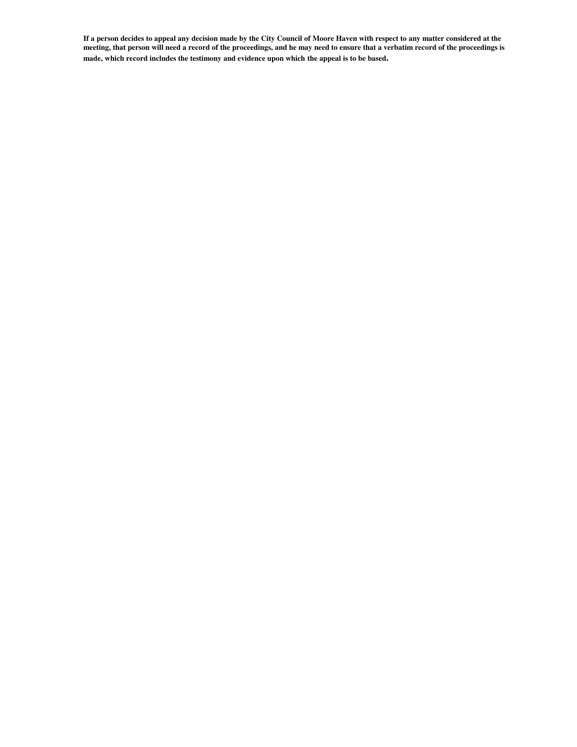**If a person decides to appeal any decision made by the City Council of Moore Haven with respect to any matter considered at the meeting, that person will need a record of the proceedings, and he may need to ensure that a verbatim record of the proceedings is made, which record includes the testimony and evidence upon which the appeal is to be based.**